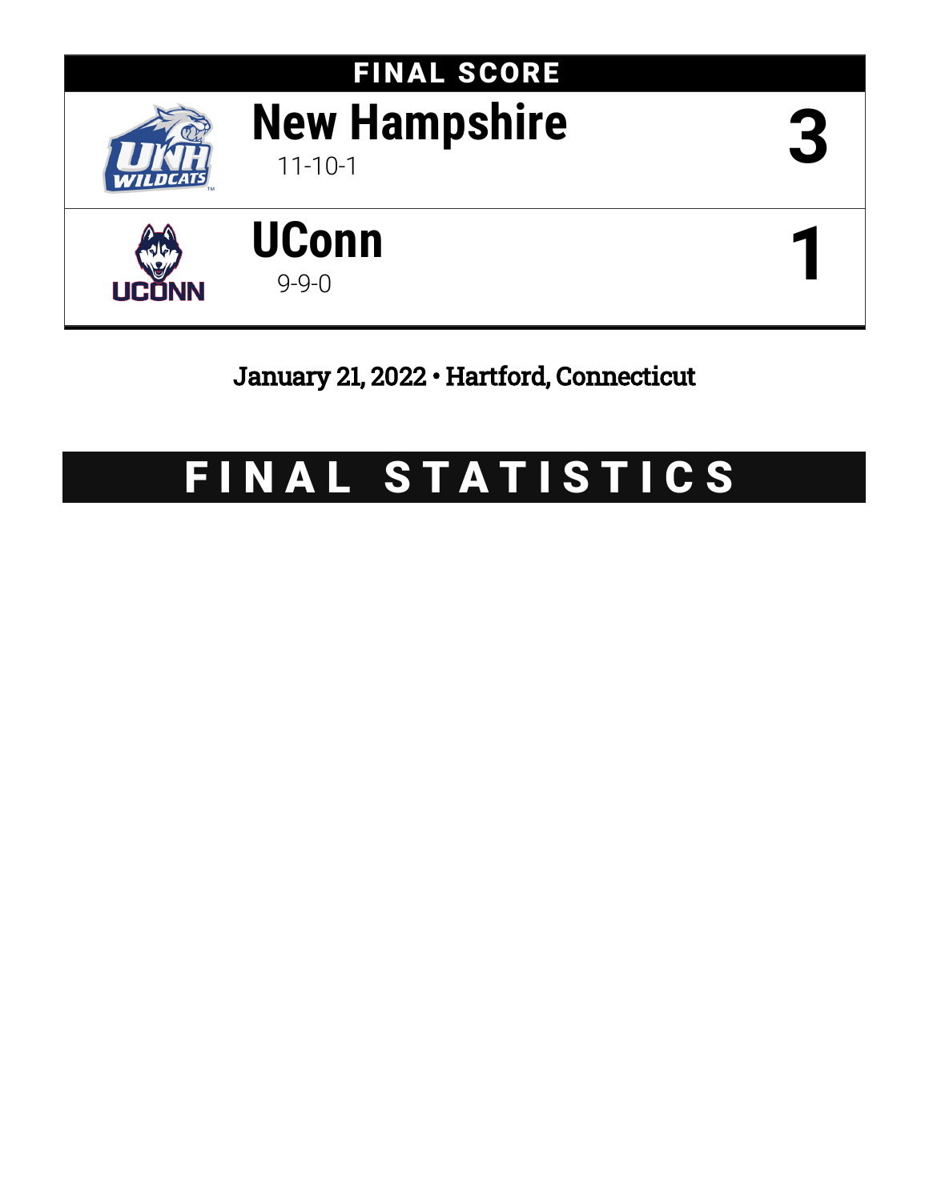# FINAL SCORE

| Team | Record | Score |
| --- | --- | --- |
| New Hampshire | 11-10-1 | 3 |
| UConn | 9-9-0 | 1 |

January 21, 2022 • Hartford, Connecticut

# FINAL STATISTICS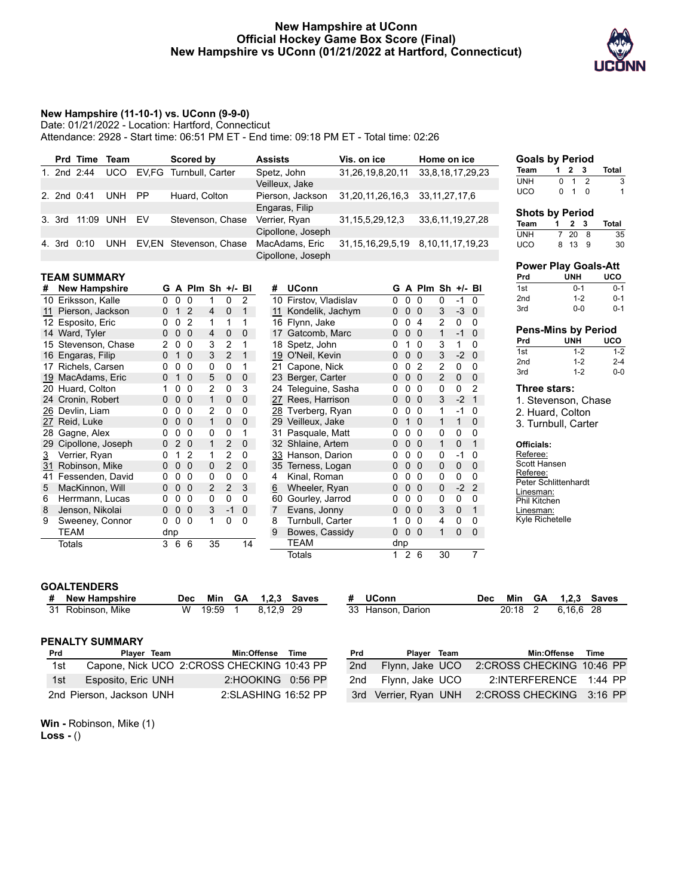# New Hampshire at UConn
## Official Hockey Game Box Score (Final)
## New Hampshire vs UConn (01/21/2022 at Hartford, Connecticut)

**New Hampshire (11-10-1) vs. UConn (9-9-0)**
Date: 01/21/2022 - Location: Hartford, Connecticut
Attendance: 2928 - Start time: 06:51 PM ET - End time: 09:18 PM ET - Total time: 02:26

| | Prd | Time | Team | | Scored by | Assists | Vis. on ice | Home on ice |
|---|---|---|---|---|---|---|---|---|
| 1. | 2nd | 2:44 | UCO | EV,FG | Turnbull, Carter | Spetz, John<br>Veilleux, Jake | 31,26,19,8,20,11 | 33,8,18,17,29,23 |
| 2. | 2nd | 0:41 | UNH | PP | Huard, Colton | Pierson, Jackson<br>Engaras, Filip | 31,20,11,26,16,3 | 33,11,27,17,6 |
| 3. | 3rd | 11:09 | UNH | EV | Stevenson, Chase | Verrier, Ryan<br>Cipollone, Joseph | 31,15,5,29,12,3 | 33,6,11,19,27,28 |
| 4. | 3rd | 0:10 | UNH | EV,EN | Stevenson, Chase | MacAdams, Eric<br>Cipollone, Joseph | 31,15,16,29,5,19 | 8,10,11,17,19,23 |

### Goals by Period

| Team | 1 | 2 | 3 | Total |
|---|---|---|---|---|
| UNH | 0 | 1 | 2 | 3 |
| UCO | 0 | 1 | 0 | 1 |

### Shots by Period

| Team | 1 | 2 | 3 | Total |
|---|---|---|---|---|
| UNH | 7 | 20 | 8 | 35 |
| UCO | 8 | 13 | 9 | 30 |

### Power Play Goals-Att

| Prd | UNH | UCO |
|---|---|---|
| 1st | 0-1 | 0-1 |
| 2nd | 1-2 | 0-1 |
| 3rd | 0-0 | 0-1 |

### Pens-Mins by Period

| Prd | UNH | UCO |
|---|---|---|
| 1st | 1-2 | 1-2 |
| 2nd | 1-2 | 2-4 |
| 3rd | 1-2 | 0-0 |

### Three stars:
1. Stevenson, Chase
2. Huard, Colton
3. Turnbull, Carter

### Officials:
Referee: Scott Hansen
Referee: Peter Schlittenhardt
Linesman: Phil Kitchen
Linesman: Kyle Richetelle

## TEAM SUMMARY

| # | New Hampshire | G | A | Plm | Sh | +/- | Bl |
|---|---|---|---|---|---|---|---|
| 10 | Eriksson, Kalle | 0 | 0 | 0 | 1 | 0 | 2 |
| 11 | Pierson, Jackson | 0 | 1 | 2 | 4 | 0 | 1 |
| 12 | Esposito, Eric | 0 | 0 | 2 | 1 | 1 | 1 |
| 14 | Ward, Tyler | 0 | 0 | 0 | 4 | 0 | 0 |
| 15 | Stevenson, Chase | 2 | 0 | 0 | 3 | 2 | 1 |
| 16 | Engaras, Filip | 0 | 1 | 0 | 3 | 2 | 1 |
| 17 | Richels, Carsen | 0 | 0 | 0 | 0 | 0 | 1 |
| 19 | MacAdams, Eric | 0 | 1 | 0 | 5 | 0 | 0 |
| 20 | Huard, Colton | 1 | 0 | 0 | 2 | 0 | 3 |
| 24 | Cronin, Robert | 0 | 0 | 0 | 1 | 0 | 0 |
| 26 | Devlin, Liam | 0 | 0 | 0 | 2 | 0 | 0 |
| 27 | Reid, Luke | 0 | 0 | 0 | 1 | 0 | 0 |
| 28 | Gagne, Alex | 0 | 0 | 0 | 0 | 0 | 1 |
| 29 | Cipollone, Joseph | 0 | 2 | 0 | 1 | 2 | 0 |
| 3 | Verrier, Ryan | 0 | 1 | 2 | 1 | 2 | 0 |
| 31 | Robinson, Mike | 0 | 0 | 0 | 0 | 2 | 0 |
| 41 | Fessenden, David | 0 | 0 | 0 | 0 | 0 | 0 |
| 5 | MacKinnon, Will | 0 | 0 | 0 | 2 | 2 | 3 |
| 6 | Herrmann, Lucas | 0 | 0 | 0 | 0 | 0 | 0 |
| 8 | Jenson, Nikolai | 0 | 0 | 0 | 3 | -1 | 0 |
| 9 | Sweeney, Connor | 0 | 0 | 0 | 1 | 0 | 0 |
| | TEAM | dnp | | | | | |
| | Totals | 3 | 6 | 6 | 35 | | 14 |

| # | UConn | G | A | Plm | Sh | +/- | Bl |
|---|---|---|---|---|---|---|---|
| 10 | Firstov, Vladislav | 0 | 0 | 0 | 0 | -1 | 0 |
| 11 | Kondelik, Jachym | 0 | 0 | 0 | 3 | -3 | 0 |
| 16 | Flynn, Jake | 0 | 0 | 4 | 2 | 0 | 0 |
| 17 | Gatcomb, Marc | 0 | 0 | 0 | 1 | -1 | 0 |
| 18 | Spetz, John | 0 | 1 | 0 | 3 | 1 | 0 |
| 19 | O'Neil, Kevin | 0 | 0 | 0 | 3 | -2 | 0 |
| 21 | Capone, Nick | 0 | 0 | 2 | 2 | 0 | 0 |
| 23 | Berger, Carter | 0 | 0 | 0 | 2 | 0 | 0 |
| 24 | Teleguine, Sasha | 0 | 0 | 0 | 0 | 0 | 2 |
| 27 | Rees, Harrison | 0 | 0 | 0 | 3 | -2 | 1 |
| 28 | Tverberg, Ryan | 0 | 0 | 0 | 1 | -1 | 0 |
| 29 | Veilleux, Jake | 0 | 1 | 0 | 1 | 1 | 0 |
| 31 | Pasquale, Matt | 0 | 0 | 0 | 0 | 0 | 0 |
| 32 | Shlaine, Artem | 0 | 0 | 0 | 1 | 0 | 1 |
| 33 | Hanson, Darion | 0 | 0 | 0 | 0 | -1 | 0 |
| 35 | Terness, Logan | 0 | 0 | 0 | 0 | 0 | 0 |
| 4 | Kinal, Roman | 0 | 0 | 0 | 0 | 0 | 0 |
| 6 | Wheeler, Ryan | 0 | 0 | 0 | 0 | -2 | 2 |
| 60 | Gourley, Jarrod | 0 | 0 | 0 | 0 | 0 | 0 |
| 7 | Evans, Jonny | 0 | 0 | 0 | 3 | 0 | 1 |
| 8 | Turnbull, Carter | 1 | 0 | 0 | 4 | 0 | 0 |
| 9 | Bowes, Cassidy | 0 | 0 | 0 | 1 | 0 | 0 |
| | TEAM | dnp | | | | | |
| | Totals | 1 | 2 | 6 | 30 | | 7 |

## GOALTENDERS

| # | New Hampshire | Dec | Min | GA | 1,2,3 | Saves |
|---|---|---|---|---|---|---|
| 31 | Robinson, Mike | W | 19:59 | 1 | 8,12,9 | 29 |

| # | UConn | Dec | Min | GA | 1,2,3 | Saves |
|---|---|---|---|---|---|---|
| 33 | Hanson, Darion | | 20:18 | 2 | 6,16,6 | 28 |

## PENALTY SUMMARY

| Prd | Player | Team | Min:Offense | Time | |
|---|---|---|---|---|---|
| 1st | Capone, Nick | UCO | 2:CROSS CHECKING | 10:43 | PP |
| 1st | Esposito, Eric | UNH | 2:HOOKING | 0:56 | PP |
| 2nd | Pierson, Jackson | UNH | 2:SLASHING | 16:52 | PP |
| 2nd | Flynn, Jake | UCO | 2:CROSS CHECKING | 10:46 | PP |
| 2nd | Flynn, Jake | UCO | 2:INTERFERENCE | 1:44 | PP |
| 3rd | Verrier, Ryan | UNH | 2:CROSS CHECKING | 3:16 | PP |

**Win -** Robinson, Mike (1)
**Loss -** ()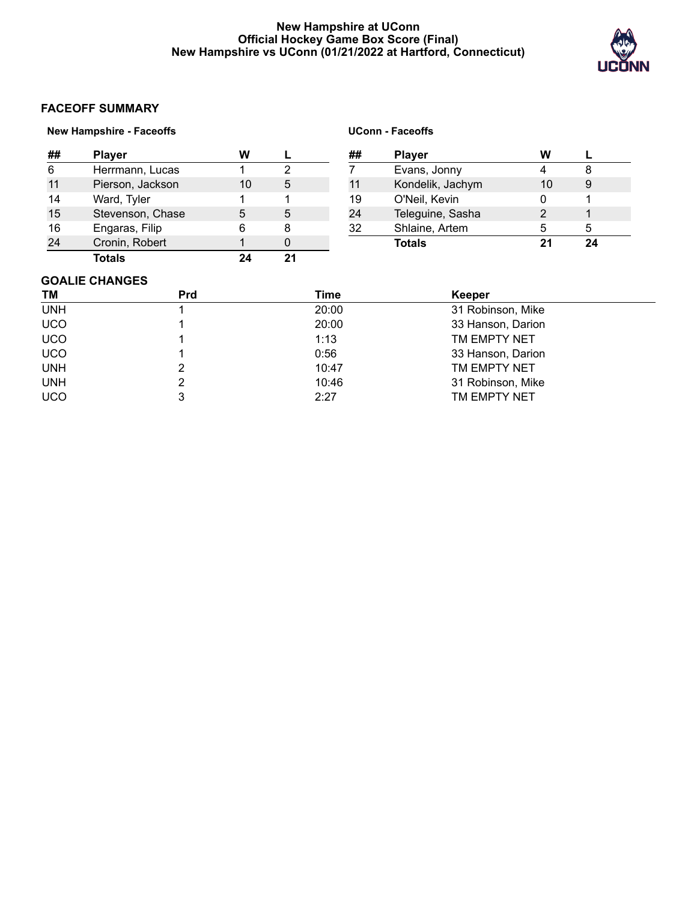# New Hampshire at UConn
## Official Hockey Game Box Score (Final)
## New Hampshire vs UConn (01/21/2022 at Hartford, Connecticut)

### FACEOFF SUMMARY

**New Hampshire - Faceoffs**

| ## | Player | W | L |
|---|---|---|---|
| 6 | Herrmann, Lucas | 1 | 2 |
| 11 | Pierson, Jackson | 10 | 5 |
| 14 | Ward, Tyler | 1 | 1 |
| 15 | Stevenson, Chase | 5 | 5 |
| 16 | Engaras, Filip | 6 | 8 |
| 24 | Cronin, Robert | 1 | 0 |
| | **Totals** | **24** | **21** |

**UConn - Faceoffs**

| ## | Player | W | L |
|---|---|---|---|
| 7 | Evans, Jonny | 4 | 8 |
| 11 | Kondelik, Jachym | 10 | 9 |
| 19 | O'Neil, Kevin | 0 | 1 |
| 24 | Teleguine, Sasha | 2 | 1 |
| 32 | Shlaine, Artem | 5 | 5 |
| | **Totals** | **21** | **24** |

### GOALIE CHANGES

| TM | Prd | Time | Keeper |
|---|---|---|---|
| UNH | 1 | 20:00 | 31 Robinson, Mike |
| UCO | 1 | 20:00 | 33 Hanson, Darion |
| UCO | 1 | 1:13 | TM EMPTY NET |
| UCO | 1 | 0:56 | 33 Hanson, Darion |
| UNH | 2 | 10:47 | TM EMPTY NET |
| UNH | 2 | 10:46 | 31 Robinson, Mike |
| UCO | 3 | 2:27 | TM EMPTY NET |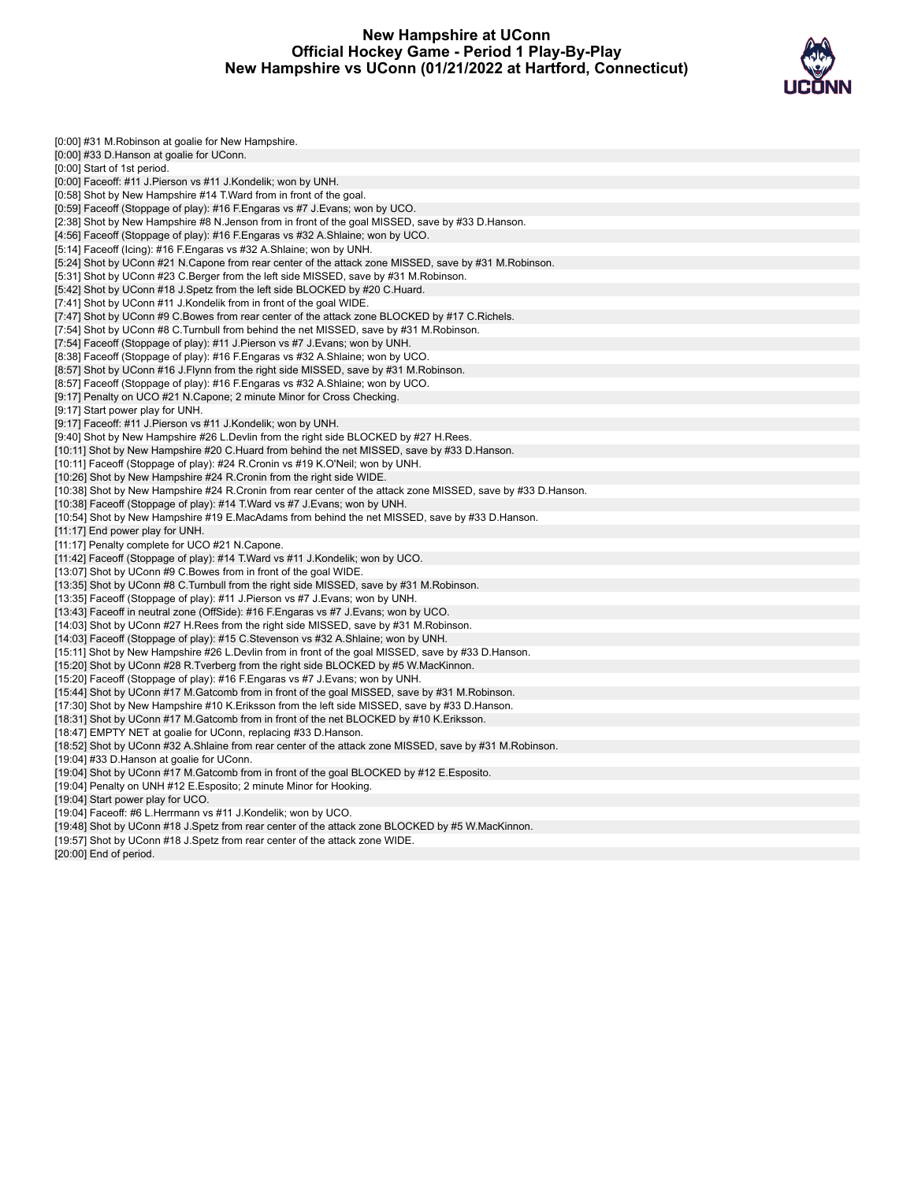# New Hampshire at UConn
## Official Hockey Game - Period 1 Play-By-Play
## New Hampshire vs UConn (01/21/2022 at Hartford, Connecticut)

[0:00] #31 M.Robinson at goalie for New Hampshire.
[0:00] #33 D.Hanson at goalie for UConn.
[0:00] Start of 1st period.
[0:00] Faceoff: #11 J.Pierson vs #11 J.Kondelik; won by UNH.
[0:58] Shot by New Hampshire #14 T.Ward from in front of the goal.
[0:59] Faceoff (Stoppage of play): #16 F.Engaras vs #7 J.Evans; won by UCO.
[2:38] Shot by New Hampshire #8 N.Jenson from in front of the goal MISSED, save by #33 D.Hanson.
[4:56] Faceoff (Stoppage of play): #16 F.Engaras vs #32 A.Shlaine; won by UCO.
[5:14] Faceoff (Icing): #16 F.Engaras vs #32 A.Shlaine; won by UNH.
[5:24] Shot by UConn #21 N.Capone from rear center of the attack zone MISSED, save by #31 M.Robinson.
[5:31] Shot by UConn #23 C.Berger from the left side MISSED, save by #31 M.Robinson.
[5:42] Shot by UConn #18 J.Spetz from the left side BLOCKED by #20 C.Huard.
[7:41] Shot by UConn #11 J.Kondelik from in front of the goal WIDE.
[7:47] Shot by UConn #9 C.Bowes from rear center of the attack zone BLOCKED by #17 C.Richels.
[7:54] Shot by UConn #8 C.Turnbull from behind the net MISSED, save by #31 M.Robinson.
[7:54] Faceoff (Stoppage of play): #11 J.Pierson vs #7 J.Evans; won by UNH.
[8:38] Faceoff (Stoppage of play): #16 F.Engaras vs #32 A.Shlaine; won by UCO.
[8:57] Shot by UConn #16 J.Flynn from the right side MISSED, save by #31 M.Robinson.
[8:57] Faceoff (Stoppage of play): #16 F.Engaras vs #32 A.Shlaine; won by UCO.
[9:17] Penalty on UCO #21 N.Capone; 2 minute Minor for Cross Checking.
[9:17] Start power play for UNH.
[9:17] Faceoff: #11 J.Pierson vs #11 J.Kondelik; won by UNH.
[9:40] Shot by New Hampshire #26 L.Devlin from the right side BLOCKED by #27 H.Rees.
[10:11] Shot by New Hampshire #20 C.Huard from behind the net MISSED, save by #33 D.Hanson.
[10:11] Faceoff (Stoppage of play): #24 R.Cronin vs #19 K.O'Neil; won by UNH.
[10:26] Shot by New Hampshire #24 R.Cronin from the right side WIDE.
[10:38] Shot by New Hampshire #24 R.Cronin from rear center of the attack zone MISSED, save by #33 D.Hanson.
[10:38] Faceoff (Stoppage of play): #14 T.Ward vs #7 J.Evans; won by UNH.
[10:54] Shot by New Hampshire #19 E.MacAdams from behind the net MISSED, save by #33 D.Hanson.
[11:17] End power play for UNH.
[11:17] Penalty complete for UCO #21 N.Capone.
[11:42] Faceoff (Stoppage of play): #14 T.Ward vs #11 J.Kondelik; won by UCO.
[13:07] Shot by UConn #9 C.Bowes from in front of the goal WIDE.
[13:35] Shot by UConn #8 C.Turnbull from the right side MISSED, save by #31 M.Robinson.
[13:35] Faceoff (Stoppage of play): #11 J.Pierson vs #7 J.Evans; won by UNH.
[13:43] Faceoff in neutral zone (OffSide): #16 F.Engaras vs #7 J.Evans; won by UCO.
[14:03] Shot by UConn #27 H.Rees from the right side MISSED, save by #31 M.Robinson.
[14:03] Faceoff (Stoppage of play): #15 C.Stevenson vs #32 A.Shlaine; won by UNH.
[15:11] Shot by New Hampshire #26 L.Devlin from in front of the goal MISSED, save by #33 D.Hanson.
[15:20] Shot by UConn #28 R.Tverberg from the right side BLOCKED by #5 W.MacKinnon.
[15:20] Faceoff (Stoppage of play): #16 F.Engaras vs #7 J.Evans; won by UNH.
[15:44] Shot by UConn #17 M.Gatcomb from in front of the goal MISSED, save by #31 M.Robinson.
[17:30] Shot by New Hampshire #10 K.Eriksson from the left side MISSED, save by #33 D.Hanson.
[18:31] Shot by UConn #17 M.Gatcomb from in front of the net BLOCKED by #10 K.Eriksson.
[18:47] EMPTY NET at goalie for UConn, replacing #33 D.Hanson.
[18:52] Shot by UConn #32 A.Shlaine from rear center of the attack zone MISSED, save by #31 M.Robinson.
[19:04] #33 D.Hanson at goalie for UConn.
[19:04] Shot by UConn #17 M.Gatcomb from in front of the goal BLOCKED by #12 E.Esposito.
[19:04] Penalty on UNH #12 E.Esposito; 2 minute Minor for Hooking.
[19:04] Start power play for UCO.
[19:04] Faceoff: #6 L.Herrmann vs #11 J.Kondelik; won by UCO.
[19:48] Shot by UConn #18 J.Spetz from rear center of the attack zone BLOCKED by #5 W.MacKinnon.
[19:57] Shot by UConn #18 J.Spetz from rear center of the attack zone WIDE.
[20:00] End of period.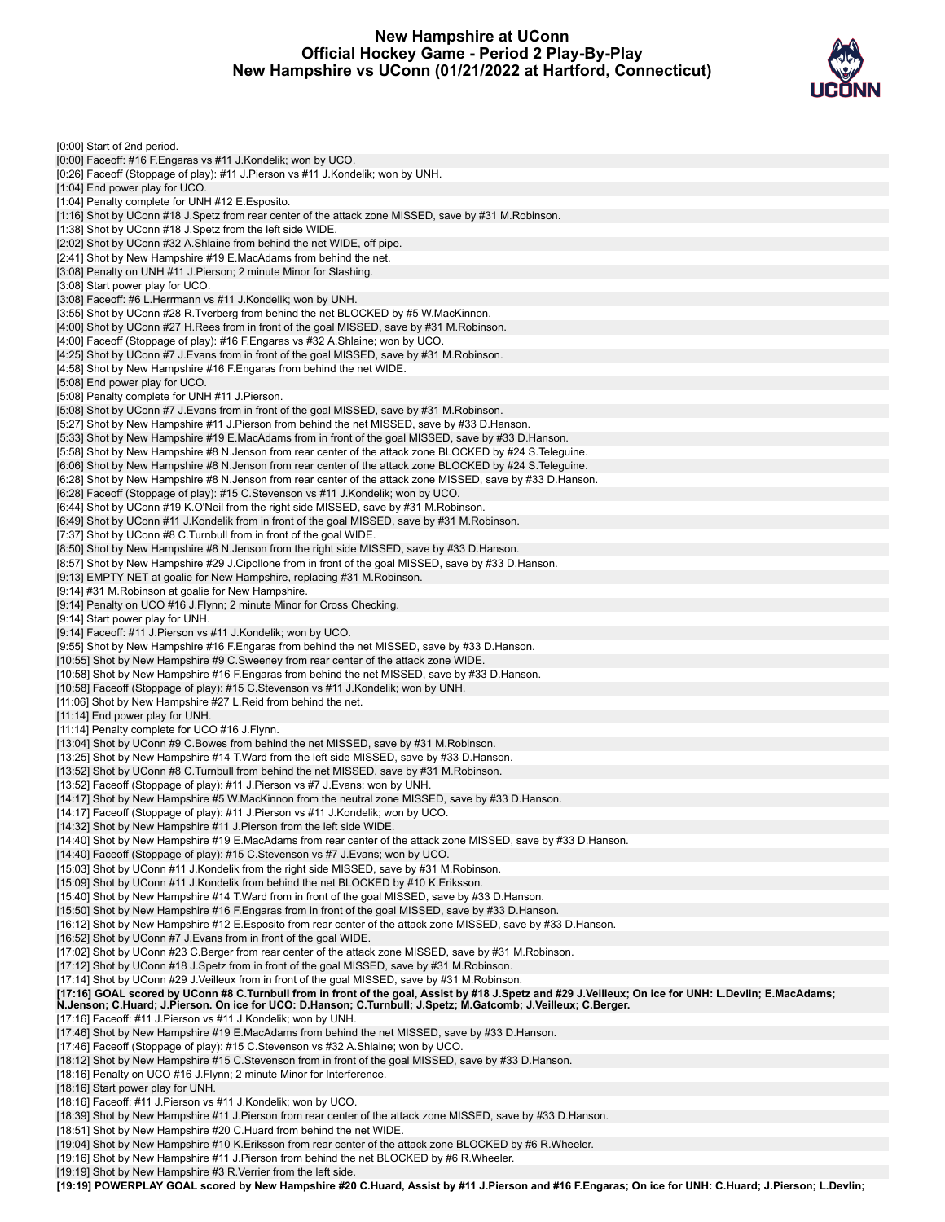# New Hampshire at UConn
## Official Hockey Game - Period 2 Play-By-Play
## New Hampshire vs UConn (01/21/2022 at Hartford, Connecticut)

[0:00] Start of 2nd period.
[0:00] Faceoff: #16 F.Engaras vs #11 J.Kondelik; won by UCO.
[0:26] Faceoff (Stoppage of play): #11 J.Pierson vs #11 J.Kondelik; won by UNH.
[1:04] End power play for UCO.
[1:04] Penalty complete for UNH #12 E.Esposito.
[1:16] Shot by UConn #18 J.Spetz from rear center of the attack zone MISSED, save by #31 M.Robinson.
[1:38] Shot by UConn #18 J.Spetz from the left side WIDE.
[2:02] Shot by UConn #32 A.Shlaine from behind the net WIDE, off pipe.
[2:41] Shot by New Hampshire #19 E.MacAdams from behind the net.
[3:08] Penalty on UNH #11 J.Pierson; 2 minute Minor for Slashing.
[3:08] Start power play for UCO.
[3:08] Faceoff: #6 L.Herrmann vs #11 J.Kondelik; won by UNH.
[3:55] Shot by UConn #28 R.Tverberg from behind the net BLOCKED by #5 W.MacKinnon.
[4:00] Shot by UConn #27 H.Rees from in front of the goal MISSED, save by #31 M.Robinson.
[4:00] Faceoff (Stoppage of play): #16 F.Engaras vs #32 A.Shlaine; won by UCO.
[4:25] Shot by UConn #7 J.Evans from in front of the goal MISSED, save by #31 M.Robinson.
[4:58] Shot by New Hampshire #16 F.Engaras from behind the net WIDE.
[5:08] End power play for UCO.
[5:08] Penalty complete for UNH #11 J.Pierson.
[5:08] Shot by UConn #7 J.Evans from in front of the goal MISSED, save by #31 M.Robinson.
[5:27] Shot by New Hampshire #11 J.Pierson from behind the net MISSED, save by #33 D.Hanson.
[5:33] Shot by New Hampshire #19 E.MacAdams from in front of the goal MISSED, save by #33 D.Hanson.
[5:58] Shot by New Hampshire #8 N.Jenson from rear center of the attack zone BLOCKED by #24 S.Teleguine.
[6:06] Shot by New Hampshire #8 N.Jenson from rear center of the attack zone BLOCKED by #24 S.Teleguine.
[6:28] Shot by New Hampshire #8 N.Jenson from rear center of the attack zone MISSED, save by #33 D.Hanson.
[6:28] Faceoff (Stoppage of play): #15 C.Stevenson vs #11 J.Kondelik; won by UCO.
[6:44] Shot by UConn #19 K.O'Neil from the right side MISSED, save by #31 M.Robinson.
[6:49] Shot by UConn #11 J.Kondelik from in front of the goal MISSED, save by #31 M.Robinson.
[7:37] Shot by UConn #8 C.Turnbull from in front of the goal WIDE.
[8:50] Shot by New Hampshire #8 N.Jenson from the right side MISSED, save by #33 D.Hanson.
[8:57] Shot by New Hampshire #29 J.Cipollone from in front of the goal MISSED, save by #33 D.Hanson.
[9:13] EMPTY NET at goalie for New Hampshire, replacing #31 M.Robinson.
[9:14] #31 M.Robinson at goalie for New Hampshire.
[9:14] Penalty on UCO #16 J.Flynn; 2 minute Minor for Cross Checking.
[9:14] Start power play for UNH.
[9:14] Faceoff: #11 J.Pierson vs #11 J.Kondelik; won by UCO.
[9:55] Shot by New Hampshire #16 F.Engaras from behind the net MISSED, save by #33 D.Hanson.
[10:55] Shot by New Hampshire #9 C.Sweeney from rear center of the attack zone WIDE.
[10:58] Shot by New Hampshire #16 F.Engaras from behind the net MISSED, save by #33 D.Hanson.
[10:58] Faceoff (Stoppage of play): #15 C.Stevenson vs #11 J.Kondelik; won by UNH.
[11:06] Shot by New Hampshire #27 L.Reid from behind the net.
[11:14] End power play for UNH.
[11:14] Penalty complete for UCO #16 J.Flynn.
[13:04] Shot by UConn #9 C.Bowes from behind the net MISSED, save by #31 M.Robinson.
[13:25] Shot by New Hampshire #14 T.Ward from the left side MISSED, save by #33 D.Hanson.
[13:52] Shot by UConn #8 C.Turnbull from behind the net MISSED, save by #31 M.Robinson.
[13:52] Faceoff (Stoppage of play): #11 J.Pierson vs #7 J.Evans; won by UNH.
[14:17] Shot by New Hampshire #5 W.MacKinnon from the neutral zone MISSED, save by #33 D.Hanson.
[14:17] Faceoff (Stoppage of play): #11 J.Pierson vs #11 J.Kondelik; won by UCO.
[14:32] Shot by New Hampshire #11 J.Pierson from the left side WIDE.
[14:40] Shot by New Hampshire #19 E.MacAdams from rear center of the attack zone MISSED, save by #33 D.Hanson.
[14:40] Faceoff (Stoppage of play): #15 C.Stevenson vs #7 J.Evans; won by UCO.
[15:03] Shot by UConn #11 J.Kondelik from the right side MISSED, save by #31 M.Robinson.
[15:09] Shot by UConn #11 J.Kondelik from behind the net BLOCKED by #10 K.Eriksson.
[15:40] Shot by New Hampshire #14 T.Ward from in front of the goal MISSED, save by #33 D.Hanson.
[15:50] Shot by New Hampshire #16 F.Engaras from in front of the goal MISSED, save by #33 D.Hanson.
[16:12] Shot by New Hampshire #12 E.Esposito from rear center of the attack zone MISSED, save by #33 D.Hanson.
[16:52] Shot by UConn #7 J.Evans from in front of the goal WIDE.
[17:02] Shot by UConn #23 C.Berger from rear center of the attack zone MISSED, save by #31 M.Robinson.
[17:12] Shot by UConn #18 J.Spetz from in front of the goal MISSED, save by #31 M.Robinson.
[17:14] Shot by UConn #29 J.Veilleux from in front of the goal MISSED, save by #31 M.Robinson.
**[17:16] GOAL scored by UConn #8 C.Turnbull from in front of the goal, Assist by #18 J.Spetz and #29 J.Veilleux; On ice for UNH: L.Devlin; E.MacAdams; N.Jenson; C.Huard; J.Pierson. On ice for UCO: D.Hanson; C.Turnbull; J.Spetz; M.Gatcomb; J.Veilleux; C.Berger.**
[17:16] Faceoff: #11 J.Pierson vs #11 J.Kondelik; won by UNH.
[17:46] Shot by New Hampshire #19 E.MacAdams from behind the net MISSED, save by #33 D.Hanson.
[17:46] Faceoff (Stoppage of play): #15 C.Stevenson vs #32 A.Shlaine; won by UCO.
[18:12] Shot by New Hampshire #15 C.Stevenson from in front of the goal MISSED, save by #33 D.Hanson.
[18:16] Penalty on UCO #16 J.Flynn; 2 minute Minor for Interference.
[18:16] Start power play for UNH.
[18:16] Faceoff: #11 J.Pierson vs #11 J.Kondelik; won by UCO.
[18:39] Shot by New Hampshire #11 J.Pierson from rear center of the attack zone MISSED, save by #33 D.Hanson.
[18:51] Shot by New Hampshire #20 C.Huard from behind the net WIDE.
[19:04] Shot by New Hampshire #10 K.Eriksson from rear center of the attack zone BLOCKED by #6 R.Wheeler.
[19:16] Shot by New Hampshire #11 J.Pierson from behind the net BLOCKED by #6 R.Wheeler.
[19:19] Shot by New Hampshire #3 R.Verrier from the left side.
**[19:19] POWERPLAY GOAL scored by New Hampshire #20 C.Huard, Assist by #11 J.Pierson and #16 F.Engaras; On ice for UNH: C.Huard; J.Pierson; L.Devlin;**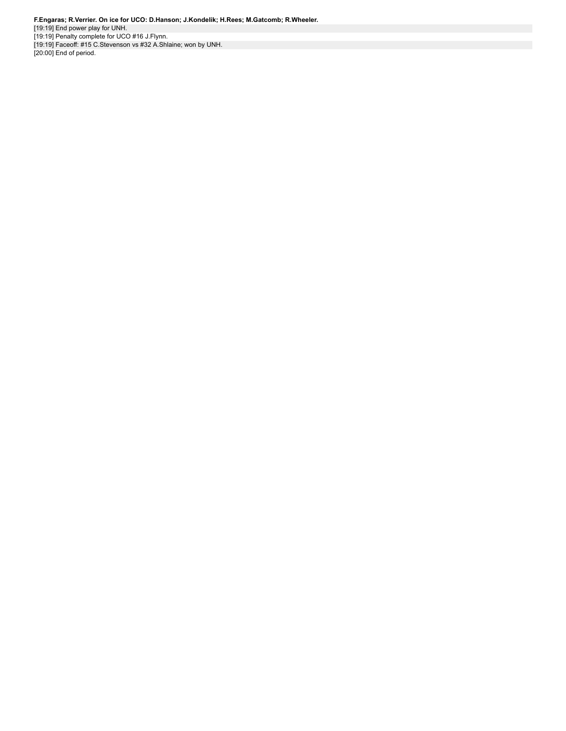**F.Engaras; R.Verrier. On ice for UCO: D.Hanson; J.Kondelik; H.Rees; M.Gatcomb; R.Wheeler.**

[19:19] End power play for UNH.

[19:19] Penalty complete for UCO #16 J.Flynn.

[19:19] Faceoff: #15 C.Stevenson vs #32 A.Shlaine; won by UNH.

[20:00] End of period.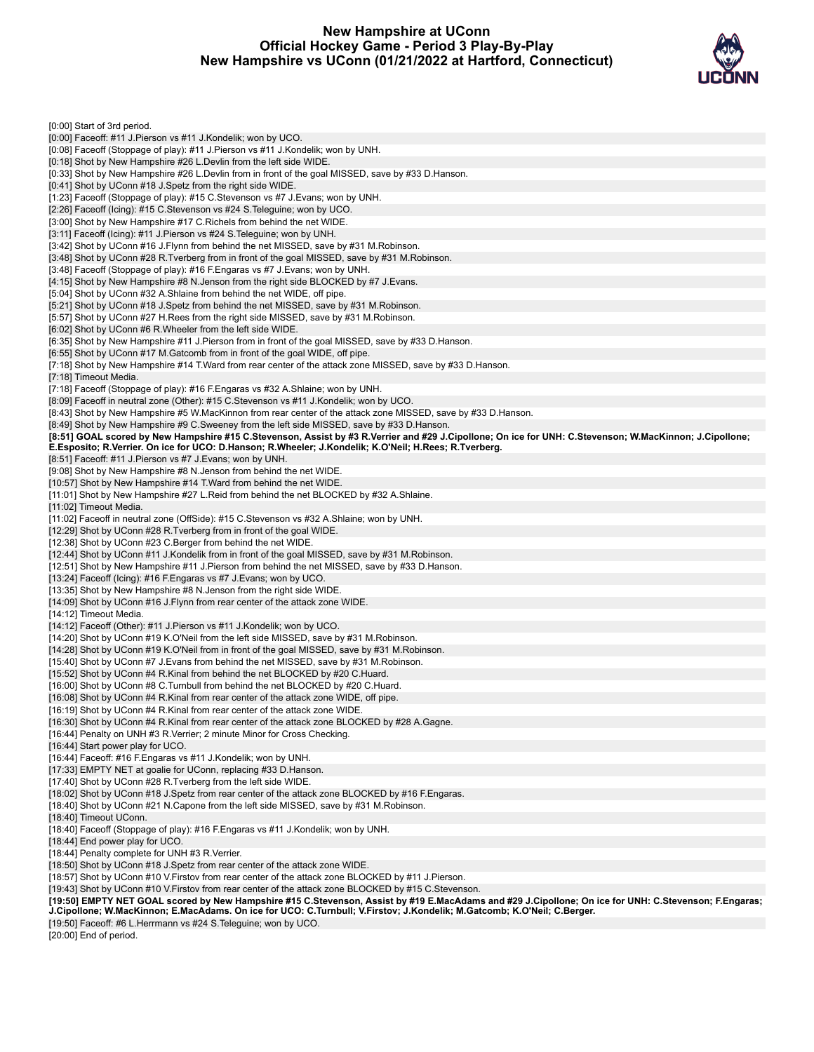# New Hampshire at UConn
## Official Hockey Game - Period 3 Play-By-Play
## New Hampshire vs UConn (01/21/2022 at Hartford, Connecticut)

[0:00] Start of 3rd period.
[0:00] Faceoff: #11 J.Pierson vs #11 J.Kondelik; won by UCO.
[0:08] Faceoff (Stoppage of play): #11 J.Pierson vs #11 J.Kondelik; won by UNH.
[0:18] Shot by New Hampshire #26 L.Devlin from the left side WIDE.
[0:33] Shot by New Hampshire #26 L.Devlin from in front of the goal MISSED, save by #33 D.Hanson.
[0:41] Shot by UConn #18 J.Spetz from the right side WIDE.
[1:23] Faceoff (Stoppage of play): #15 C.Stevenson vs #7 J.Evans; won by UNH.
[2:26] Faceoff (Icing): #15 C.Stevenson vs #24 S.Teleguine; won by UCO.
[3:00] Shot by New Hampshire #17 C.Richels from behind the net WIDE.
[3:11] Faceoff (Icing): #11 J.Pierson vs #24 S.Teleguine; won by UNH.
[3:42] Shot by UConn #16 J.Flynn from behind the net MISSED, save by #31 M.Robinson.
[3:48] Shot by UConn #28 R.Tverberg from in front of the goal MISSED, save by #31 M.Robinson.
[3:48] Faceoff (Stoppage of play): #16 F.Engaras vs #7 J.Evans; won by UNH.
[4:15] Shot by New Hampshire #8 N.Jenson from the right side BLOCKED by #7 J.Evans.
[5:04] Shot by UConn #32 A.Shlaine from behind the net WIDE, off pipe.
[5:21] Shot by UConn #18 J.Spetz from behind the net MISSED, save by #31 M.Robinson.
[5:57] Shot by UConn #27 H.Rees from the right side MISSED, save by #31 M.Robinson.
[6:02] Shot by UConn #6 R.Wheeler from the left side WIDE.
[6:35] Shot by New Hampshire #11 J.Pierson from in front of the goal MISSED, save by #33 D.Hanson.
[6:55] Shot by UConn #17 M.Gatcomb from in front of the goal WIDE, off pipe.
[7:18] Shot by New Hampshire #14 T.Ward from rear center of the attack zone MISSED, save by #33 D.Hanson.
[7:18] Timeout Media.
[7:18] Faceoff (Stoppage of play): #16 F.Engaras vs #32 A.Shlaine; won by UNH.
[8:09] Faceoff in neutral zone (Other): #15 C.Stevenson vs #11 J.Kondelik; won by UCO.
[8:43] Shot by New Hampshire #5 W.MacKinnon from rear center of the attack zone MISSED, save by #33 D.Hanson.
[8:49] Shot by New Hampshire #9 C.Sweeney from the left side MISSED, save by #33 D.Hanson.
**[8:51] GOAL scored by New Hampshire #15 C.Stevenson, Assist by #3 R.Verrier and #29 J.Cipollone; On ice for UNH: C.Stevenson; W.MacKinnon; J.Cipollone; E.Esposito; R.Verrier. On ice for UCO: D.Hanson; R.Wheeler; J.Kondelik; K.O'Neil; H.Rees; R.Tverberg.**
[8:51] Faceoff: #11 J.Pierson vs #7 J.Evans; won by UNH.
[9:08] Shot by New Hampshire #8 N.Jenson from behind the net WIDE.
[10:57] Shot by New Hampshire #14 T.Ward from behind the net WIDE.
[11:01] Shot by New Hampshire #27 L.Reid from behind the net BLOCKED by #32 A.Shlaine.
[11:02] Timeout Media.
[11:02] Faceoff in neutral zone (OffSide): #15 C.Stevenson vs #32 A.Shlaine; won by UNH.
[12:29] Shot by UConn #28 R.Tverberg from in front of the goal WIDE.
[12:38] Shot by UConn #23 C.Berger from behind the net WIDE.
[12:44] Shot by UConn #11 J.Kondelik from in front of the goal MISSED, save by #31 M.Robinson.
[12:51] Shot by New Hampshire #11 J.Pierson from behind the net MISSED, save by #33 D.Hanson.
[13:24] Faceoff (Icing): #16 F.Engaras vs #7 J.Evans; won by UCO.
[13:35] Shot by New Hampshire #8 N.Jenson from the right side WIDE.
[14:09] Shot by UConn #16 J.Flynn from rear center of the attack zone WIDE.
[14:12] Timeout Media.
[14:12] Faceoff (Other): #11 J.Pierson vs #11 J.Kondelik; won by UCO.
[14:20] Shot by UConn #19 K.O'Neil from the left side MISSED, save by #31 M.Robinson.
[14:28] Shot by UConn #19 K.O'Neil from in front of the goal MISSED, save by #31 M.Robinson.
[15:40] Shot by UConn #7 J.Evans from behind the net MISSED, save by #31 M.Robinson.
[15:52] Shot by UConn #4 R.Kinal from behind the net BLOCKED by #20 C.Huard.
[16:00] Shot by UConn #8 C.Turnbull from behind the net BLOCKED by #20 C.Huard.
[16:08] Shot by UConn #4 R.Kinal from rear center of the attack zone WIDE, off pipe.
[16:19] Shot by UConn #4 R.Kinal from rear center of the attack zone WIDE.
[16:30] Shot by UConn #4 R.Kinal from rear center of the attack zone BLOCKED by #28 A.Gagne.
[16:44] Penalty on UNH #3 R.Verrier; 2 minute Minor for Cross Checking.
[16:44] Start power play for UCO.
[16:44] Faceoff: #16 F.Engaras vs #11 J.Kondelik; won by UNH.
[17:33] EMPTY NET at goalie for UConn, replacing #33 D.Hanson.
[17:40] Shot by UConn #28 R.Tverberg from the left side WIDE.
[18:02] Shot by UConn #18 J.Spetz from rear center of the attack zone BLOCKED by #16 F.Engaras.
[18:40] Shot by UConn #21 N.Capone from the left side MISSED, save by #31 M.Robinson.
[18:40] Timeout UConn.
[18:40] Faceoff (Stoppage of play): #16 F.Engaras vs #11 J.Kondelik; won by UNH.
[18:44] End power play for UCO.
[18:44] Penalty complete for UNH #3 R.Verrier.
[18:50] Shot by UConn #18 J.Spetz from rear center of the attack zone WIDE.
[18:57] Shot by UConn #10 V.Firstov from rear center of the attack zone BLOCKED by #11 J.Pierson.
[19:43] Shot by UConn #10 V.Firstov from rear center of the attack zone BLOCKED by #15 C.Stevenson.
**[19:50] EMPTY NET GOAL scored by New Hampshire #15 C.Stevenson, Assist by #19 E.MacAdams and #29 J.Cipollone; On ice for UNH: C.Stevenson; F.Engaras; J.Cipollone; W.MacKinnon; E.MacAdams. On ice for UCO: C.Turnbull; V.Firstov; J.Kondelik; M.Gatcomb; K.O'Neil; C.Berger.**
[19:50] Faceoff: #6 L.Herrmann vs #24 S.Teleguine; won by UCO.
[20:00] End of period.